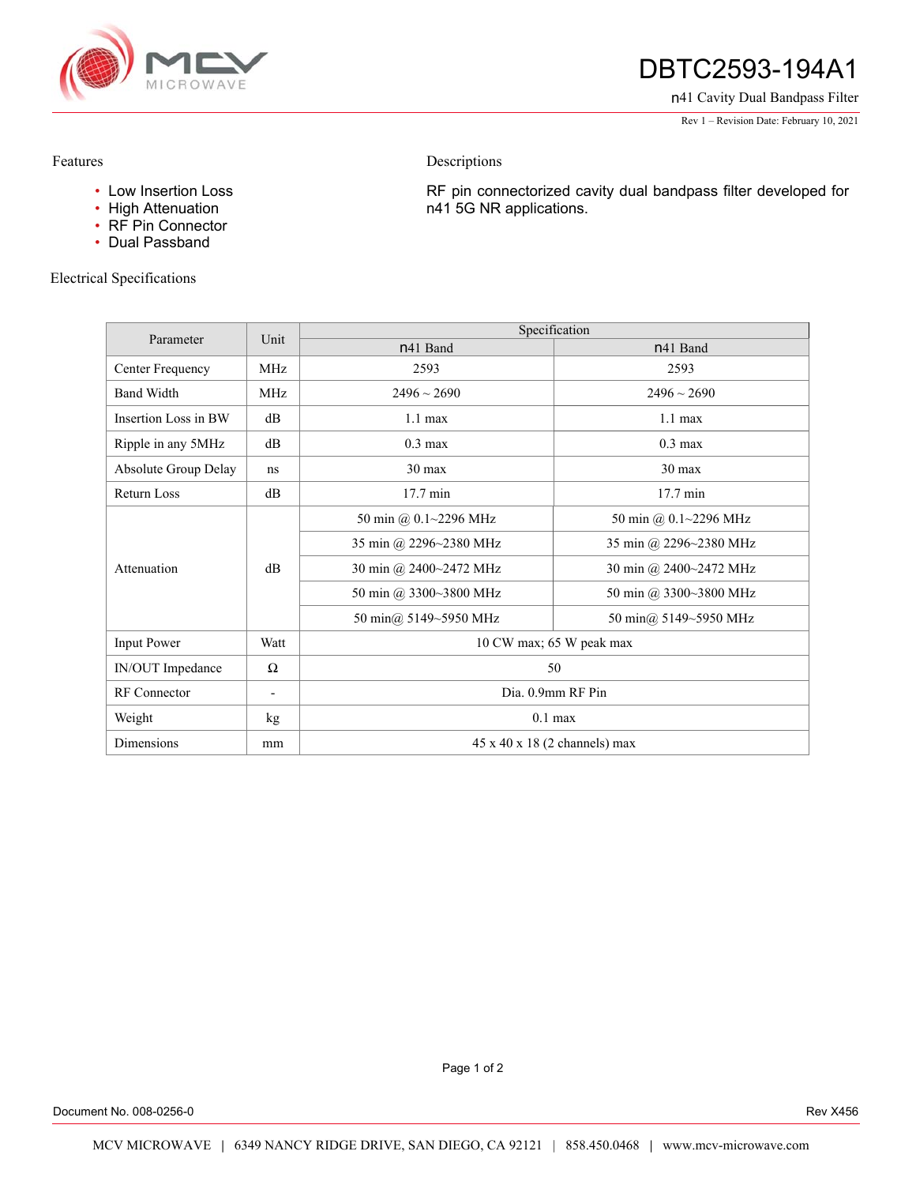# DBTC2593-194A1

n41 Cavity Dual Bandpass Filter

Rev 1 – Revision Date: February 10, 2021

## Features

- Low Insertion Loss
- High Attenuation
- RF Pin Connector
- Dual Passband

## Descriptions

RF pin connectorized cavity dual bandpass filter developed for n41 5G NR applications.

## Electrical Specifications

| Parameter | Unit | Specification | |
|---|---|---|---|
| | | n41 Band | n41 Band |
| Center Frequency | MHz | 2593 | 2593 |
| Band Width | MHz | 2496 ~ 2690 | 2496 ~ 2690 |
| Insertion Loss in BW | dB | 1.1 max | 1.1 max |
| Ripple in any 5MHz | dB | 0.3 max | 0.3 max |
| Absolute Group Delay | ns | 30 max | 30 max |
| Return Loss | dB | 17.7 min | 17.7 min |
| Attenuation | dB | 50 min @ 0.1~2296 MHz | 50 min @ 0.1~2296 MHz |
| | | 35 min @ 2296~2380 MHz | 35 min @ 2296~2380 MHz |
| | | 30 min @ 2400~2472 MHz | 30 min @ 2400~2472 MHz |
| | | 50 min @ 3300~3800 MHz | 50 min @ 3300~3800 MHz |
| | | 50 min@ 5149~5950 MHz | 50 min@ 5149~5950 MHz |
| Input Power | Watt | 10 CW max; 65 W peak max | |
| IN/OUT Impedance | Ω | 50 | |
| RF Connector | - | Dia. 0.9mm RF Pin | |
| Weight | kg | 0.1 max | |
| Dimensions | mm | 45 x 40 x 18 (2 channels) max | |

Document No. 008-0256-0 Rev X456

MCV MICROWAVE | 6349 NANCY RIDGE DRIVE, SAN DIEGO, CA 92121 | 858.450.0468 | www.mcv-microwave.com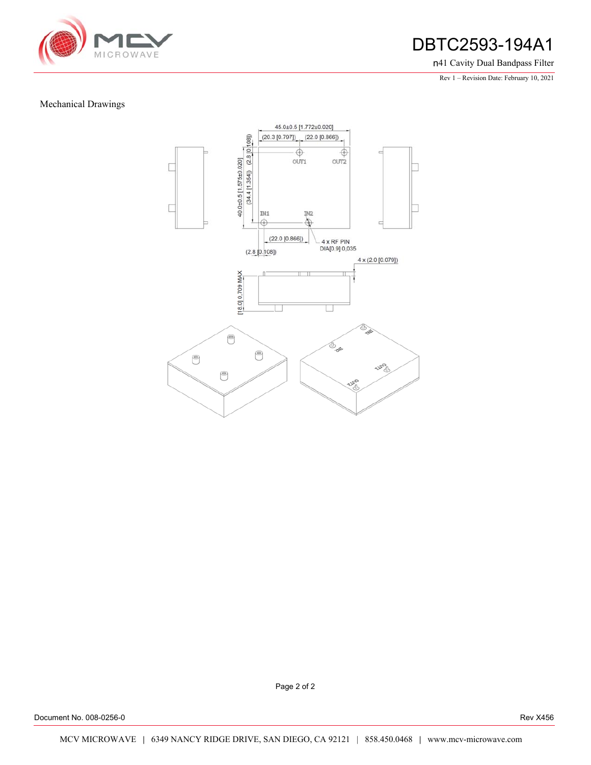# DBTC2593-194A1

n41 Cavity Dual Bandpass Filter

Rev 1 – Revision Date: February 10, 2021

Mechanical Drawings

45.0±0.5 [1.772±0.020]
(20.3 [0.797])
(22.0 [0.866])
(2.8 [0.108])
40.0±0.5 [1.575±0.020]
(34.4 [1.354])
OUT1
OUT2
IN1
IN2
(22.0 [0.866])
(2.8 [0.108])
4 x RF PIN
DIA[0.9] 0.035
4 x (2.0 [0.079])
[18.0] 0.709 MAX

Document No. 008-0256-0

Rev X456

MCV MICROWAVE | 6349 NANCY RIDGE DRIVE, SAN DIEGO, CA 92121 | 858.450.0468 | www.mcv-microwave.com